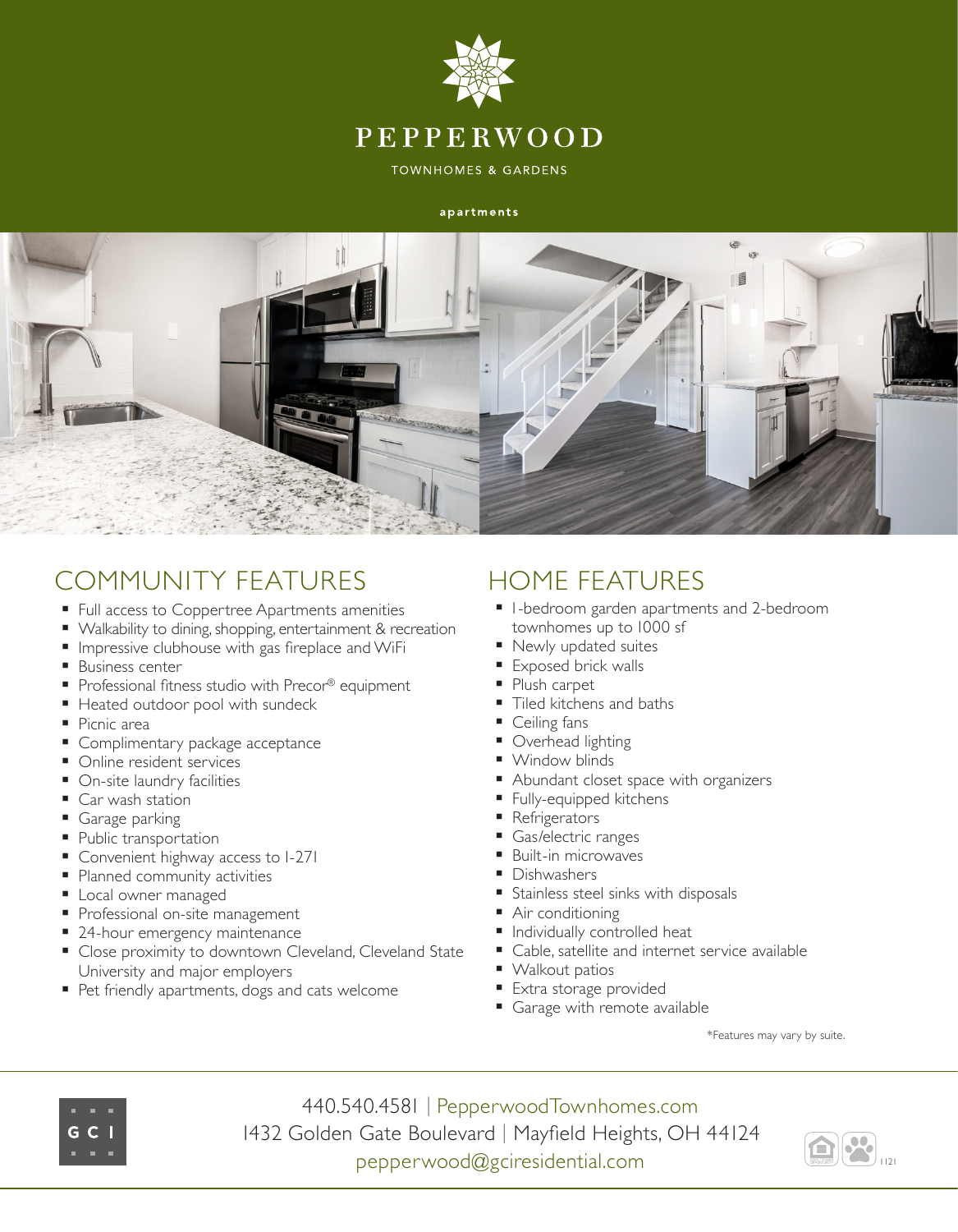# PEPPERWOOD

TOWNHOMES & GARDENS

apartments

## COMMUNITY FEATURES

- Full access to Coppertree Apartments amenities
- Walkability to dining, shopping, entertainment & recreation
- Impressive clubhouse with gas fireplace and WiFi
- Business center
- Professional fitness studio with Precor® equipment
- Heated outdoor pool with sundeck
- Picnic area
- Complimentary package acceptance
- Online resident services
- On-site laundry facilities
- Car wash station
- Garage parking
- Public transportation
- Convenient highway access to I-271
- Planned community activities
- Local owner managed
- Professional on-site management
- 24-hour emergency maintenance
- Close proximity to downtown Cleveland, Cleveland State University and major employers
- Pet friendly apartments, dogs and cats welcome

## HOME FEATURES

- 1-bedroom garden apartments and 2-bedroom townhomes up to 1000 sf
- Newly updated suites
- Exposed brick walls
- Plush carpet
- Tiled kitchens and baths
- Ceiling fans
- Overhead lighting
- Window blinds
- Abundant closet space with organizers
- Fully-equipped kitchens
- Refrigerators
- Gas/electric ranges
- Built-in microwaves
- Dishwashers
- Stainless steel sinks with disposals
- Air conditioning
- Individually controlled heat
- Cable, satellite and internet service available
- Walkout patios
- Extra storage provided
- Garage with remote available

*Features may vary by suite.

GCI

440.540.4581 | PepperwoodTownhomes.com
1432 Golden Gate Boulevard | Mayfield Heights, OH 44124
pepperwood@gciresidential.com

1121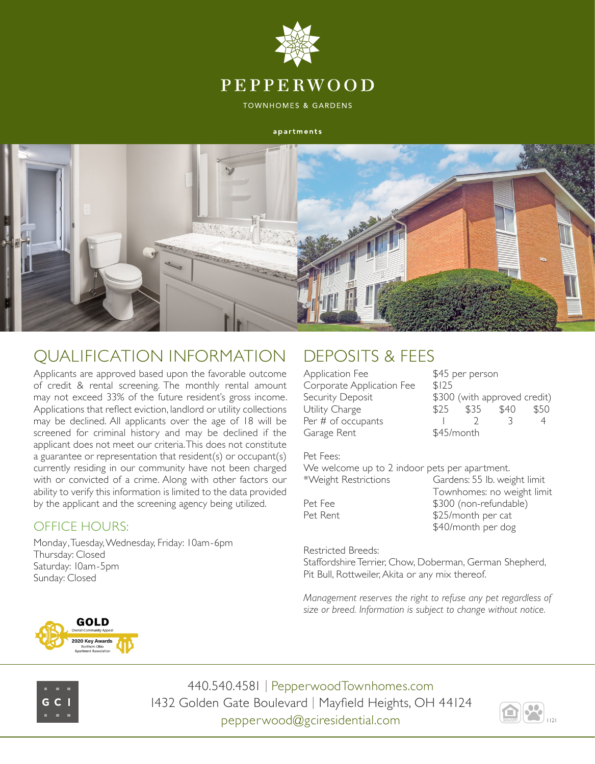# PEPPERWOOD

TOWNHOMES & GARDENS

apartments

## QUALIFICATION INFORMATION

Applicants are approved based upon the favorable outcome of credit & rental screening. The monthly rental amount may not exceed 33% of the future resident's gross income. Applications that reflect eviction, landlord or utility collections may be declined. All applicants over the age of 18 will be screened for criminal history and may be declined if the applicant does not meet our criteria. This does not constitute a guarantee or representation that resident(s) or occupant(s) currently residing in our community have not been charged with or convicted of a crime. Along with other factors our ability to verify this information is limited to the data provided by the applicant and the screening agency being utilized.

### OFFICE HOURS:

Monday, Tuesday, Wednesday, Friday: 10am-6pm
Thursday: Closed
Saturday: 10am-5pm
Sunday: Closed

GOLD
Overall Community Appeal
2020 Key Awards
Northern Ohio Apartment Association

## DEPOSITS & FEES

| | | | | |
|---|---|---|---|---|
| Application Fee | $45 per person | | | |
| Corporate Application Fee | $125 | | | |
| Security Deposit | $300 (with approved credit) | | | |
| Utility Charge | $25 | $35 | $40 | $50 |
| Per # of occupants | 1 | 2 | 3 | 4 |
| Garage Rent | $45/month | | | |

Pet Fees:

We welcome up to 2 indoor pets per apartment.

| | |
|---|---|
| *Weight Restrictions | Gardens: 55 lb. weight limit<br>Townhomes: no weight limit |
| Pet Fee | $300 (non-refundable) |
| Pet Rent | $25/month per cat<br>$40/month per dog |

Restricted Breeds:
Staffordshire Terrier, Chow, Doberman, German Shepherd, Pit Bull, Rottweiler, Akita or any mix thereof.

*Management reserves the right to refuse any pet regardless of size or breed. Information is subject to change without notice.*

GCI

440.540.4581 | PepperwoodTownhomes.com
1432 Golden Gate Boulevard | Mayfield Heights, OH 44124
pepperwood@gciresidential.com

1121